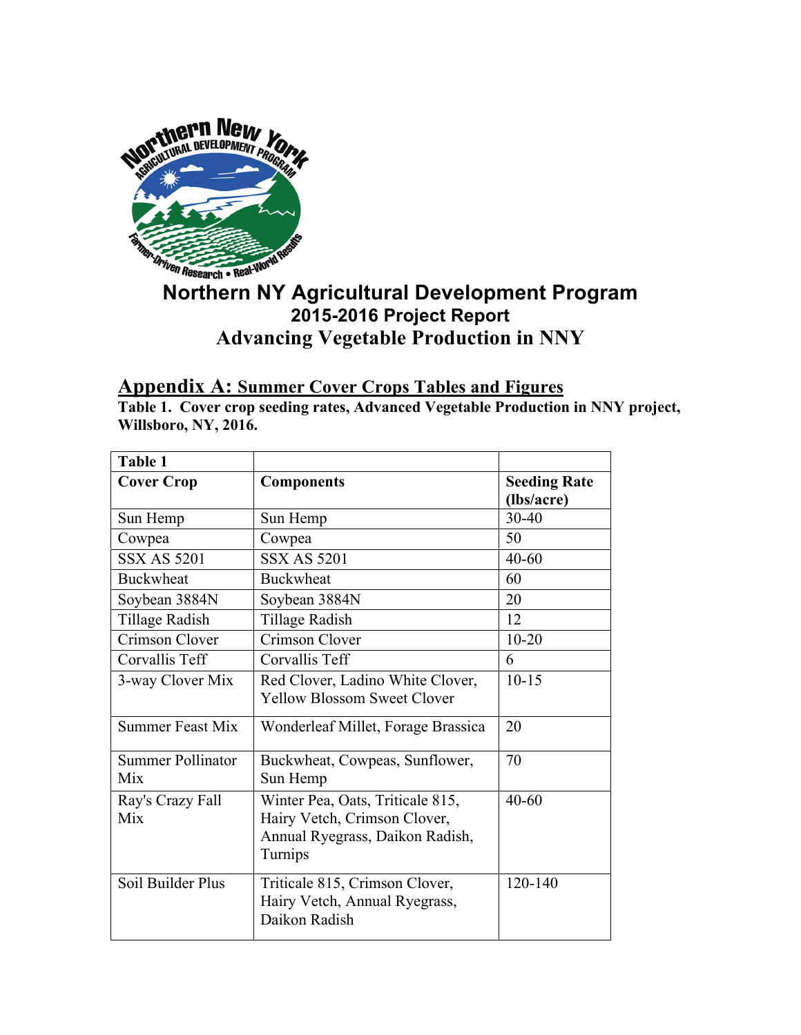# Northern NY Agricultural Development Program

## 2015-2016 Project Report

## Advancing Vegetable Production in NNY

## Appendix A: Summer Cover Crops Tables and Figures

**Table 1. Cover crop seeding rates, Advanced Vegetable Production in NNY project, Willsboro, NY, 2016.**

| Table 1 | | |
|---|---|---|
| **Cover Crop** | **Components** | **Seeding Rate (lbs/acre)** |
| Sun Hemp | Sun Hemp | 30-40 |
| Cowpea | Cowpea | 50 |
| SSX AS 5201 | SSX AS 5201 | 40-60 |
| Buckwheat | Buckwheat | 60 |
| Soybean 3884N | Soybean 3884N | 20 |
| Tillage Radish | Tillage Radish | 12 |
| Crimson Clover | Crimson Clover | 10-20 |
| Corvallis Teff | Corvallis Teff | 6 |
| 3-way Clover Mix | Red Clover, Ladino White Clover, Yellow Blossom Sweet Clover | 10-15 |
| Summer Feast Mix | Wonderleaf Millet, Forage Brassica | 20 |
| Summer Pollinator Mix | Buckwheat, Cowpeas, Sunflower, Sun Hemp | 70 |
| Ray's Crazy Fall Mix | Winter Pea, Oats, Triticale 815, Hairy Vetch, Crimson Clover, Annual Ryegrass, Daikon Radish, Turnips | 40-60 |
| Soil Builder Plus | Triticale 815, Crimson Clover, Hairy Vetch, Annual Ryegrass, Daikon Radish | 120-140 |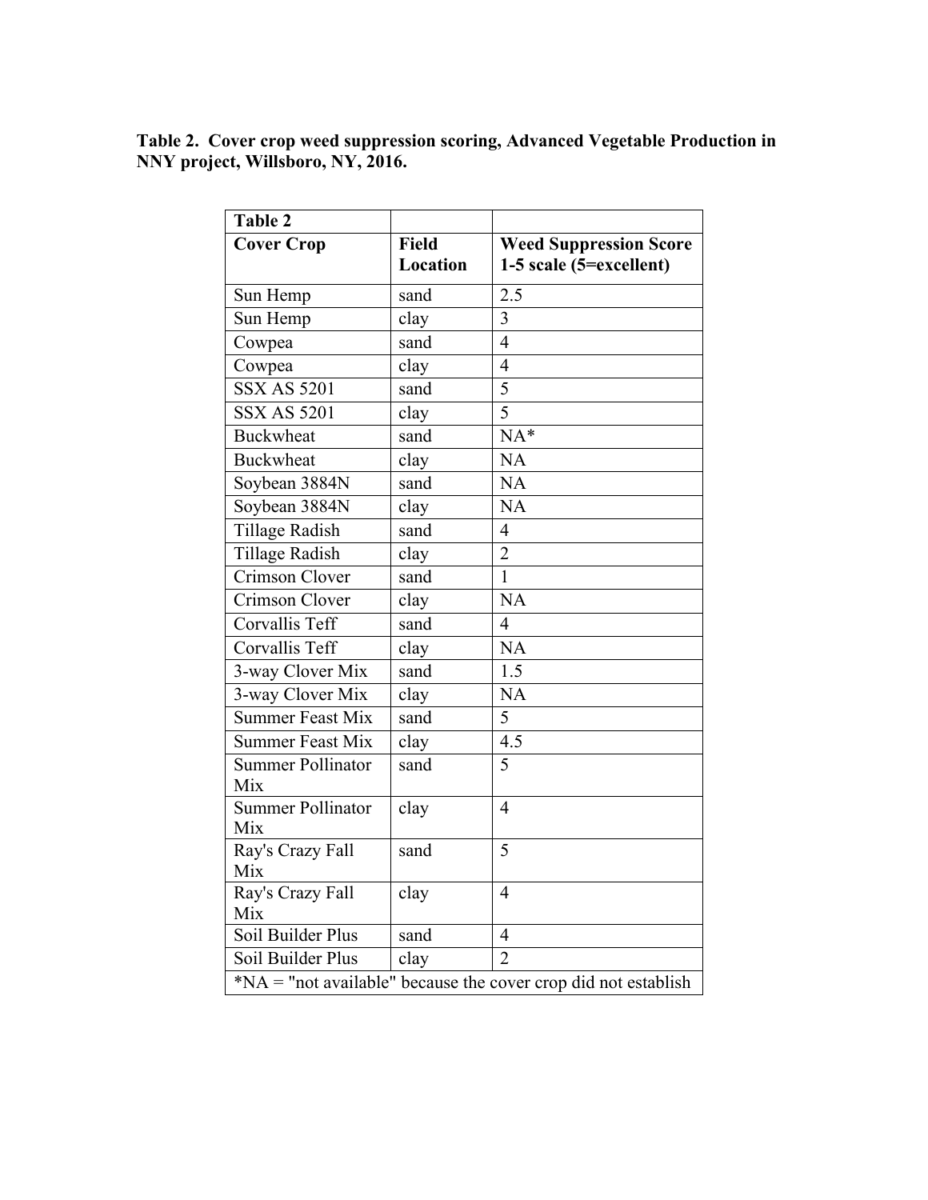**Table 2. Cover crop weed suppression scoring, Advanced Vegetable Production in NNY project, Willsboro, NY, 2016.**

| **Table 2** | | |
|---|---|---|
| **Cover Crop** | **Field Location** | **Weed Suppression Score 1-5 scale (5=excellent)** |
| Sun Hemp | sand | 2.5 |
| Sun Hemp | clay | 3 |
| Cowpea | sand | 4 |
| Cowpea | clay | 4 |
| SSX AS 5201 | sand | 5 |
| SSX AS 5201 | clay | 5 |
| Buckwheat | sand | NA* |
| Buckwheat | clay | NA |
| Soybean 3884N | sand | NA |
| Soybean 3884N | clay | NA |
| Tillage Radish | sand | 4 |
| Tillage Radish | clay | 2 |
| Crimson Clover | sand | 1 |
| Crimson Clover | clay | NA |
| Corvallis Teff | sand | 4 |
| Corvallis Teff | clay | NA |
| 3-way Clover Mix | sand | 1.5 |
| 3-way Clover Mix | clay | NA |
| Summer Feast Mix | sand | 5 |
| Summer Feast Mix | clay | 4.5 |
| Summer Pollinator Mix | sand | 5 |
| Summer Pollinator Mix | clay | 4 |
| Ray's Crazy Fall Mix | sand | 5 |
| Ray's Crazy Fall Mix | clay | 4 |
| Soil Builder Plus | sand | 4 |
| Soil Builder Plus | clay | 2 |
| *NA = "not available" because the cover crop did not establish | | |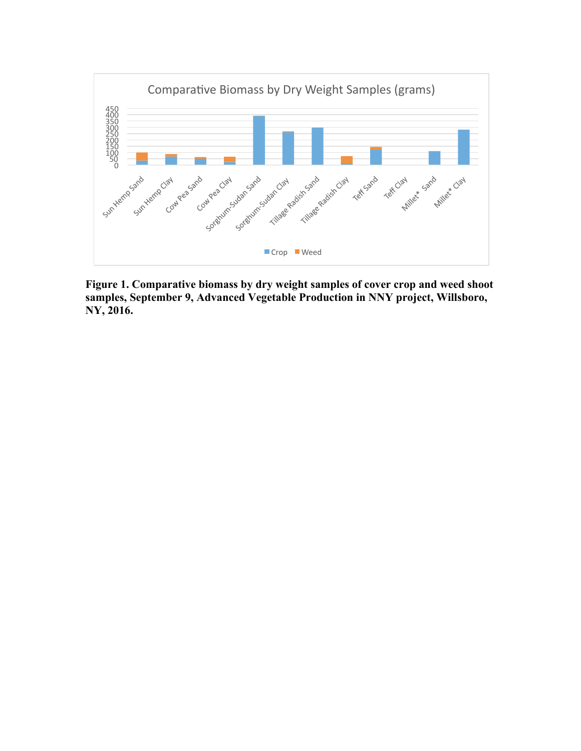Comparative Biomass by Dry Weight Samples (grams)

450
400
350
300
250
200
150
100
50
0

Sun Hemp Sand
Sun Hemp Clay
Cow Pea Sand
Cow Pea Clay
Sorghum-Sudan Sand
Sorghum-Sudan Clay
Tillage Radish Sand
Tillage Radish Clay
Teff Sand
Teff Clay
Millet* Sand
Millet* Clay

Crop
Weed

**Figure 1. Comparative biomass by dry weight samples of cover crop and weed shoot samples, September 9, Advanced Vegetable Production in NNY project, Willsboro, NY, 2016.**